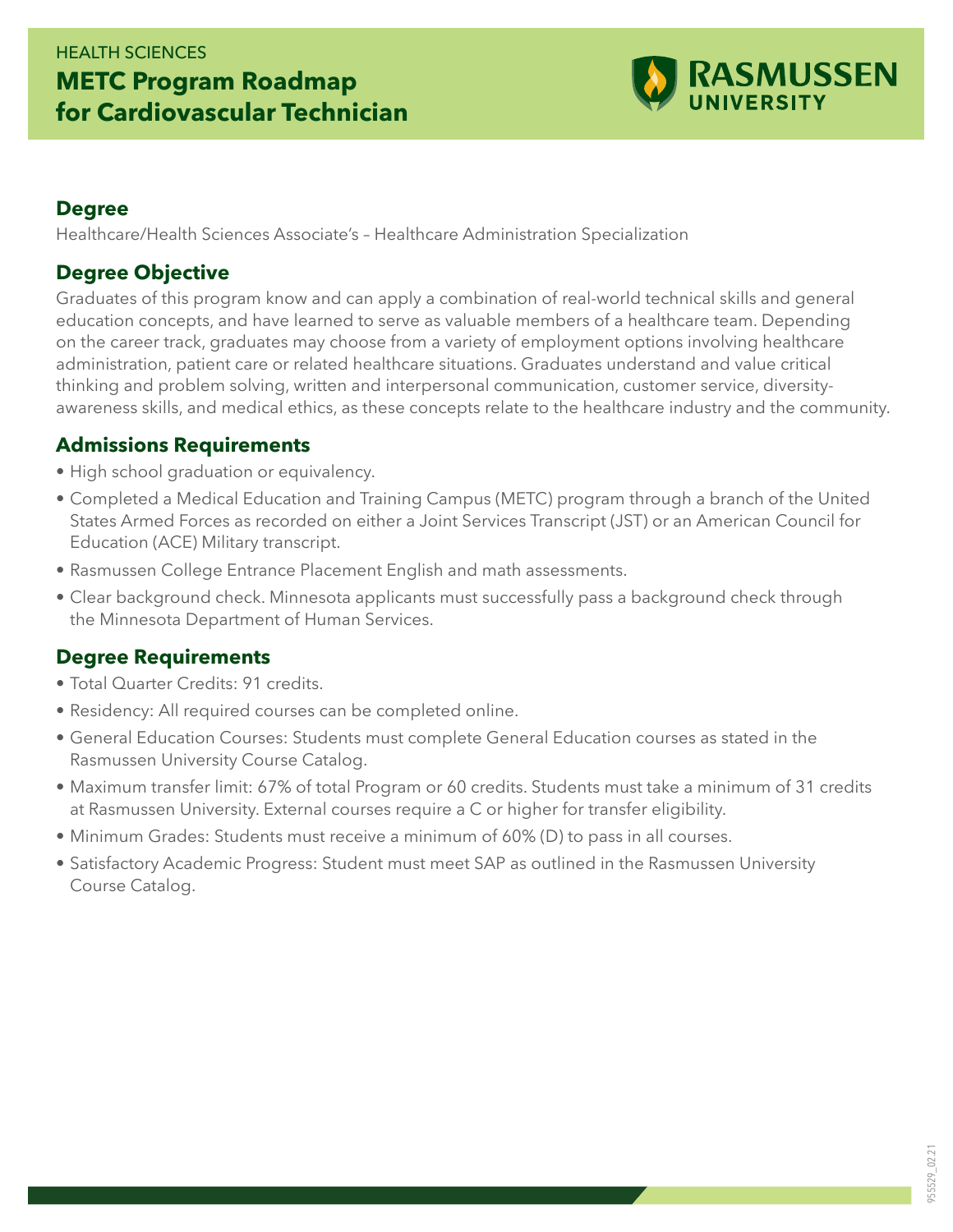HEALTH SCIENCES

# METC Program Roadmap for Cardiovascular Technician

RASMUSSEN UNIVERSITY

## Degree

Healthcare/Health Sciences Associate's – Healthcare Administration Specialization

## Degree Objective

Graduates of this program know and can apply a combination of real-world technical skills and general education concepts, and have learned to serve as valuable members of a healthcare team. Depending on the career track, graduates may choose from a variety of employment options involving healthcare administration, patient care or related healthcare situations. Graduates understand and value critical thinking and problem solving, written and interpersonal communication, customer service, diversity-awareness skills, and medical ethics, as these concepts relate to the healthcare industry and the community.

## Admissions Requirements

- High school graduation or equivalency.
- Completed a Medical Education and Training Campus (METC) program through a branch of the United States Armed Forces as recorded on either a Joint Services Transcript (JST) or an American Council for Education (ACE) Military transcript.
- Rasmussen College Entrance Placement English and math assessments.
- Clear background check. Minnesota applicants must successfully pass a background check through the Minnesota Department of Human Services.

## Degree Requirements

- Total Quarter Credits: 91 credits.
- Residency: All required courses can be completed online.
- General Education Courses: Students must complete General Education courses as stated in the Rasmussen University Course Catalog.
- Maximum transfer limit: 67% of total Program or 60 credits. Students must take a minimum of 31 credits at Rasmussen University. External courses require a C or higher for transfer eligibility.
- Minimum Grades: Students must receive a minimum of 60% (D) to pass in all courses.
- Satisfactory Academic Progress: Student must meet SAP as outlined in the Rasmussen University Course Catalog.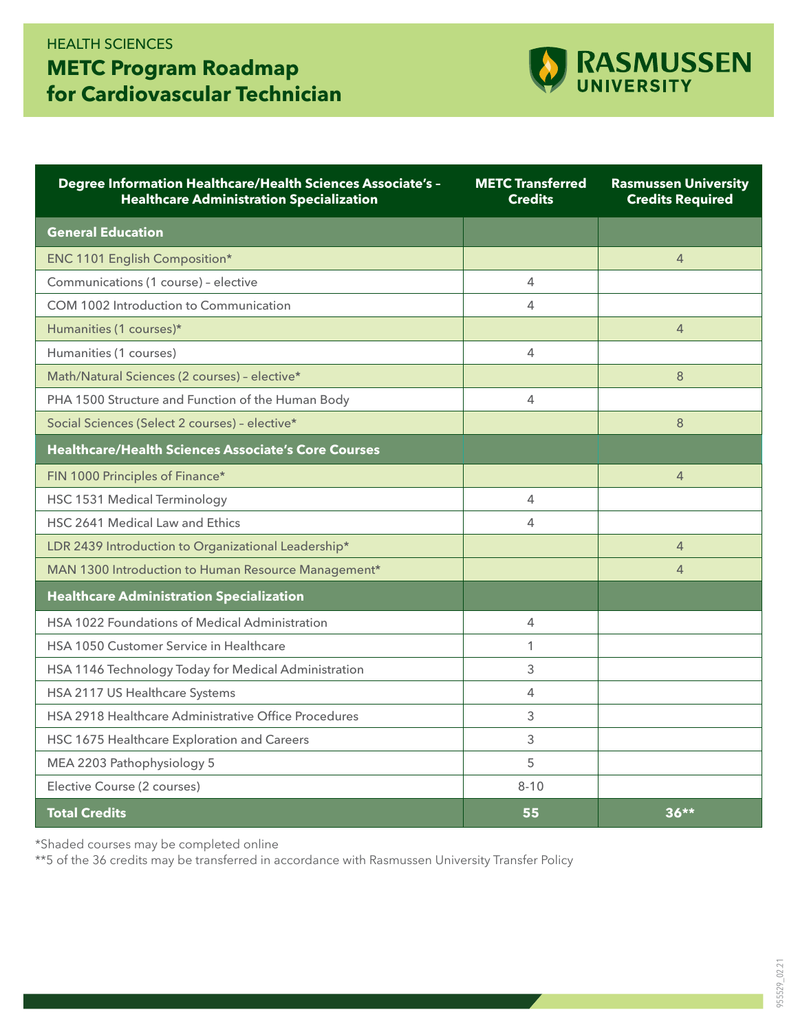HEALTH SCIENCES

# METC Program Roadmap for Cardiovascular Technician

| Degree Information Healthcare/Health Sciences Associate's – Healthcare Administration Specialization | METC Transferred Credits | Rasmussen University Credits Required |
|---|---|---|
| **General Education** | | |
| ENC 1101 English Composition* | | 4 |
| Communications (1 course) – elective | 4 | |
| COM 1002 Introduction to Communication | 4 | |
| Humanities (1 courses)* | | 4 |
| Humanities (1 courses) | 4 | |
| Math/Natural Sciences (2 courses) – elective* | | 8 |
| PHA 1500 Structure and Function of the Human Body | 4 | |
| Social Sciences (Select 2 courses) – elective* | | 8 |
| **Healthcare/Health Sciences Associate's Core Courses** | | |
| FIN 1000 Principles of Finance* | | 4 |
| HSC 1531 Medical Terminology | 4 | |
| HSC 2641 Medical Law and Ethics | 4 | |
| LDR 2439 Introduction to Organizational Leadership* | | 4 |
| MAN 1300 Introduction to Human Resource Management* | | 4 |
| **Healthcare Administration Specialization** | | |
| HSA 1022 Foundations of Medical Administration | 4 | |
| HSA 1050 Customer Service in Healthcare | 1 | |
| HSA 1146 Technology Today for Medical Administration | 3 | |
| HSA 2117 US Healthcare Systems | 4 | |
| HSA 2918 Healthcare Administrative Office Procedures | 3 | |
| HSC 1675 Healthcare Exploration and Careers | 3 | |
| MEA 2203 Pathophysiology 5 | 5 | |
| Elective Course (2 courses) | 8-10 | |
| **Total Credits** | **55** | **36**** |

*Shaded courses may be completed online

**5 of the 36 credits may be transferred in accordance with Rasmussen University Transfer Policy